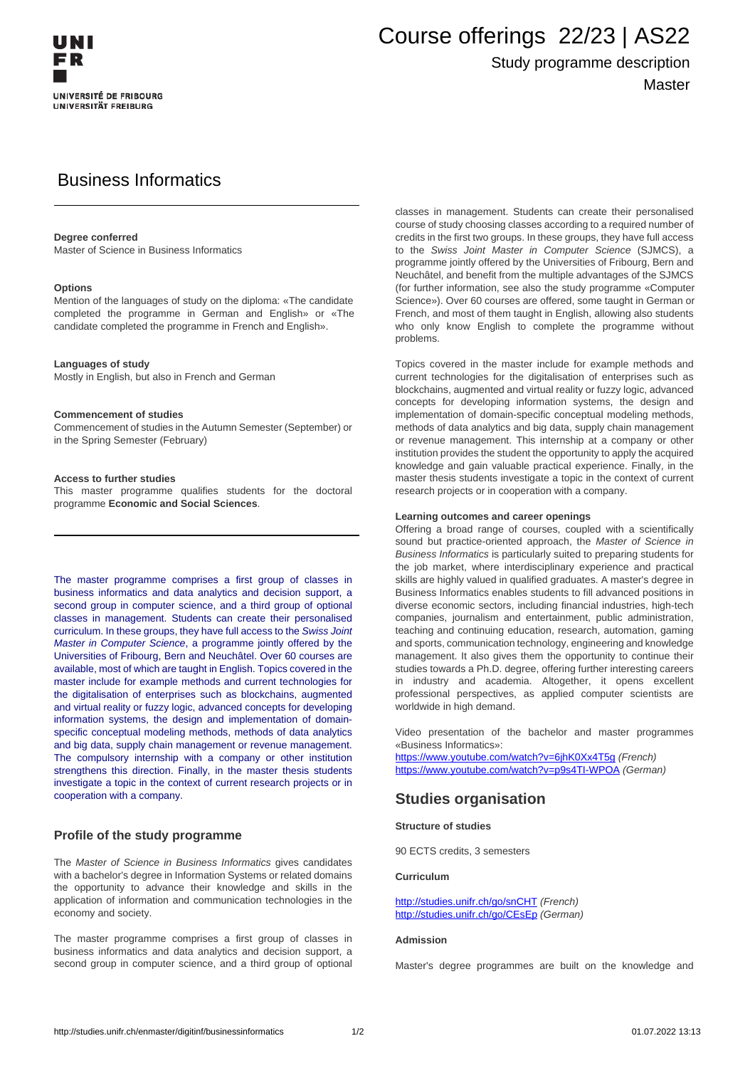UNI FR

UNIVERSITÉ DE FRIBOURG
UNIVERSITÄT FREIBURG

# Course offerings 22/23 | AS22

Study programme description

Master

## Business Informatics

**Degree conferred**
Master of Science in Business Informatics

**Options**
Mention of the languages of study on the diploma: «The candidate completed the programme in German and English» or «The candidate completed the programme in French and English».

**Languages of study**
Mostly in English, but also in French and German

**Commencement of studies**
Commencement of studies in the Autumn Semester (September) or in the Spring Semester (February)

**Access to further studies**
This master programme qualifies students for the doctoral programme **Economic and Social Sciences**.

The master programme comprises a first group of classes in business informatics and data analytics and decision support, a second group in computer science, and a third group of optional classes in management. Students can create their personalised curriculum. In these groups, they have full access to the *Swiss Joint Master in Computer Science*, a programme jointly offered by the Universities of Fribourg, Bern and Neuchâtel. Over 60 courses are available, most of which are taught in English. Topics covered in the master include for example methods and current technologies for the digitalisation of enterprises such as blockchains, augmented and virtual reality or fuzzy logic, advanced concepts for developing information systems, the design and implementation of domain-specific conceptual modeling methods, methods of data analytics and big data, supply chain management or revenue management. The compulsory internship with a company or other institution strengthens this direction. Finally, in the master thesis students investigate a topic in the context of current research projects or in cooperation with a company.

### Profile of the study programme

The *Master of Science in Business Informatics* gives candidates with a bachelor's degree in Information Systems or related domains the opportunity to advance their knowledge and skills in the application of information and communication technologies in the economy and society.

The master programme comprises a first group of classes in business informatics and data analytics and decision support, a second group in computer science, and a third group of optional classes in management. Students can create their personalised course of study choosing classes according to a required number of credits in the first two groups. In these groups, they have full access to the *Swiss Joint Master in Computer Science* (SJMCS), a programme jointly offered by the Universities of Fribourg, Bern and Neuchâtel, and benefit from the multiple advantages of the SJMCS (for further information, see also the study programme «Computer Science»). Over 60 courses are offered, some taught in German or French, and most of them taught in English, allowing also students who only know English to complete the programme without problems.

Topics covered in the master include for example methods and current technologies for the digitalisation of enterprises such as blockchains, augmented and virtual reality or fuzzy logic, advanced concepts for developing information systems, the design and implementation of domain-specific conceptual modeling methods, methods of data analytics and big data, supply chain management or revenue management. This internship at a company or other institution provides the student the opportunity to apply the acquired knowledge and gain valuable practical experience. Finally, in the master thesis students investigate a topic in the context of current research projects or in cooperation with a company.

**Learning outcomes and career openings**
Offering a broad range of courses, coupled with a scientifically sound but practice-oriented approach, the *Master of Science in Business Informatics* is particularly suited to preparing students for the job market, where interdisciplinary experience and practical skills are highly valued in qualified graduates. A master's degree in Business Informatics enables students to fill advanced positions in diverse economic sectors, including financial industries, high-tech companies, journalism and entertainment, public administration, teaching and continuing education, research, automation, gaming and sports, communication technology, engineering and knowledge management. It also gives them the opportunity to continue their studies towards a Ph.D. degree, offering further interesting careers in industry and academia. Altogether, it opens excellent professional perspectives, as applied computer scientists are worldwide in high demand.

Video presentation of the bachelor and master programmes «Business Informatics»:
https://www.youtube.com/watch?v=6jhK0Xx4T5g *(French)*
https://www.youtube.com/watch?v=p9s4TI-WPOA *(German)*

## Studies organisation

**Structure of studies**

90 ECTS credits, 3 semesters

**Curriculum**

http://studies.unifr.ch/go/snCHT *(French)*
http://studies.unifr.ch/go/CEsEp *(German)*

**Admission**

Master's degree programmes are built on the knowledge and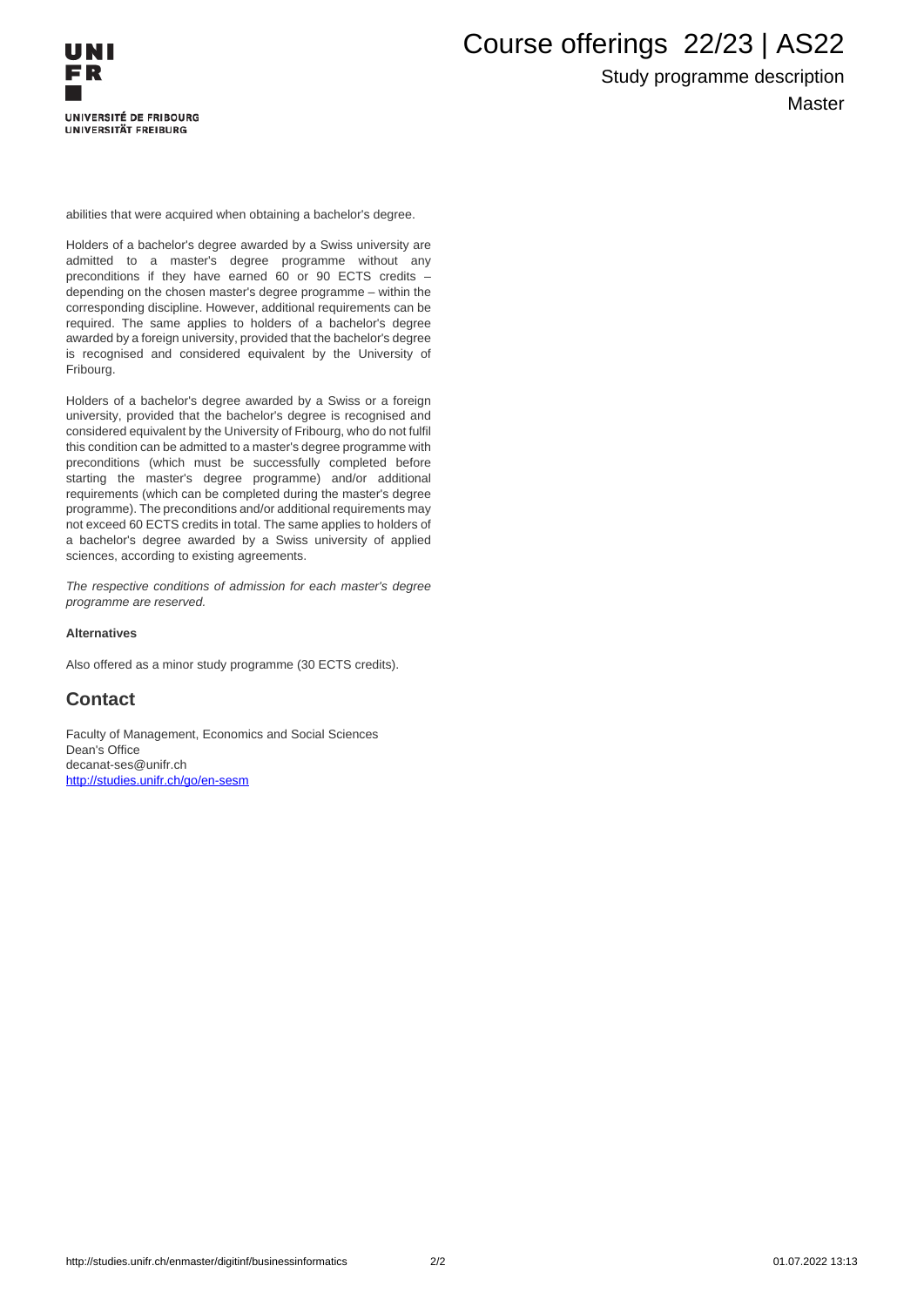abilities that were acquired when obtaining a bachelor's degree.

Holders of a bachelor's degree awarded by a Swiss university are admitted to a master's degree programme without any preconditions if they have earned 60 or 90 ECTS credits – depending on the chosen master's degree programme – within the corresponding discipline. However, additional requirements can be required. The same applies to holders of a bachelor's degree awarded by a foreign university, provided that the bachelor's degree is recognised and considered equivalent by the University of Fribourg.

Holders of a bachelor's degree awarded by a Swiss or a foreign university, provided that the bachelor's degree is recognised and considered equivalent by the University of Fribourg, who do not fulfil this condition can be admitted to a master's degree programme with preconditions (which must be successfully completed before starting the master's degree programme) and/or additional requirements (which can be completed during the master's degree programme). The preconditions and/or additional requirements may not exceed 60 ECTS credits in total. The same applies to holders of a bachelor's degree awarded by a Swiss university of applied sciences, according to existing agreements.

*The respective conditions of admission for each master's degree programme are reserved.*

**Alternatives**

Also offered as a minor study programme (30 ECTS credits).

## Contact

Faculty of Management, Economics and Social Sciences
Dean's Office
decanat-ses@unifr.ch
http://studies.unifr.ch/go/en-sesm